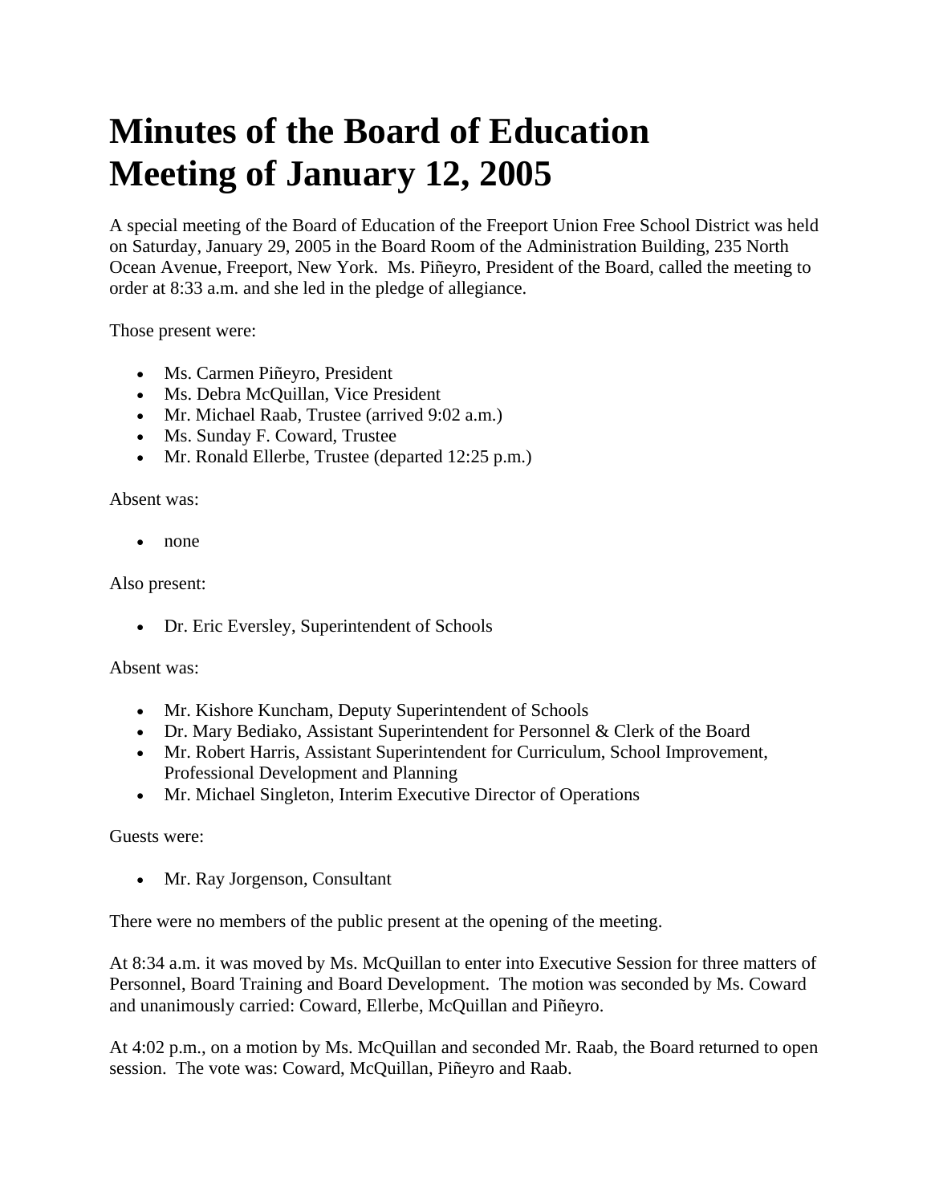# Minutes of the Board of Education Meeting of January 12, 2005

A special meeting of the Board of Education of the Freeport Union Free School District was held on Saturday, January 29, 2005 in the Board Room of the Administration Building, 235 North Ocean Avenue, Freeport, New York. Ms. Piñeyro, President of the Board, called the meeting to order at 8:33 a.m. and she led in the pledge of allegiance.

Those present were:

- Ms. Carmen Piñeyro, President
- Ms. Debra McQuillan, Vice President
- Mr. Michael Raab, Trustee (arrived 9:02 a.m.)
- Ms. Sunday F. Coward, Trustee
- Mr. Ronald Ellerbe, Trustee (departed 12:25 p.m.)

Absent was:

- none

Also present:

- Dr. Eric Eversley, Superintendent of Schools

Absent was:

- Mr. Kishore Kuncham, Deputy Superintendent of Schools
- Dr. Mary Bediako, Assistant Superintendent for Personnel & Clerk of the Board
- Mr. Robert Harris, Assistant Superintendent for Curriculum, School Improvement, Professional Development and Planning
- Mr. Michael Singleton, Interim Executive Director of Operations

Guests were:

- Mr. Ray Jorgenson, Consultant

There were no members of the public present at the opening of the meeting.

At 8:34 a.m. it was moved by Ms. McQuillan to enter into Executive Session for three matters of Personnel, Board Training and Board Development. The motion was seconded by Ms. Coward and unanimously carried: Coward, Ellerbe, McQuillan and Piñeyro.

At 4:02 p.m., on a motion by Ms. McQuillan and seconded Mr. Raab, the Board returned to open session. The vote was: Coward, McQuillan, Piñeyro and Raab.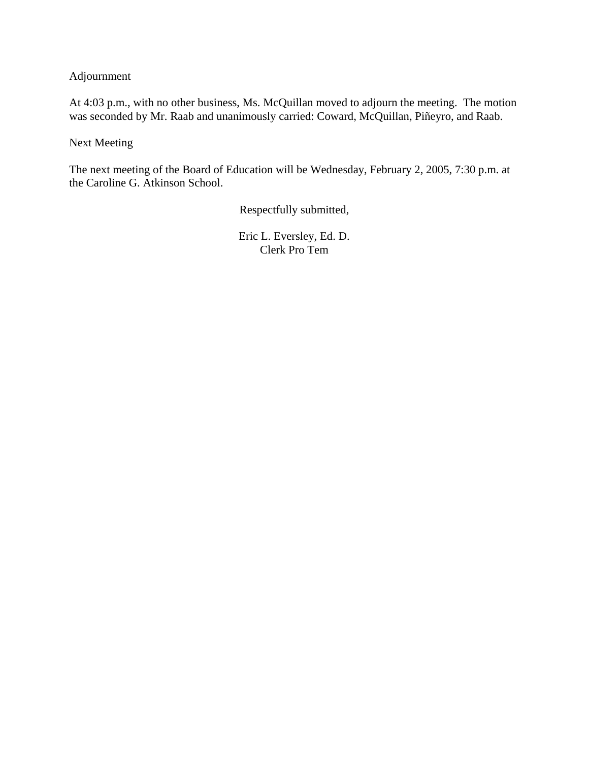Adjournment

At 4:03 p.m., with no other business, Ms. McQuillan moved to adjourn the meeting. The motion was seconded by Mr. Raab and unanimously carried: Coward, McQuillan, Piñeyro, and Raab.

Next Meeting

The next meeting of the Board of Education will be Wednesday, February 2, 2005, 7:30 p.m. at the Caroline G. Atkinson School.

Respectfully submitted,

Eric L. Eversley, Ed. D.
Clerk Pro Tem